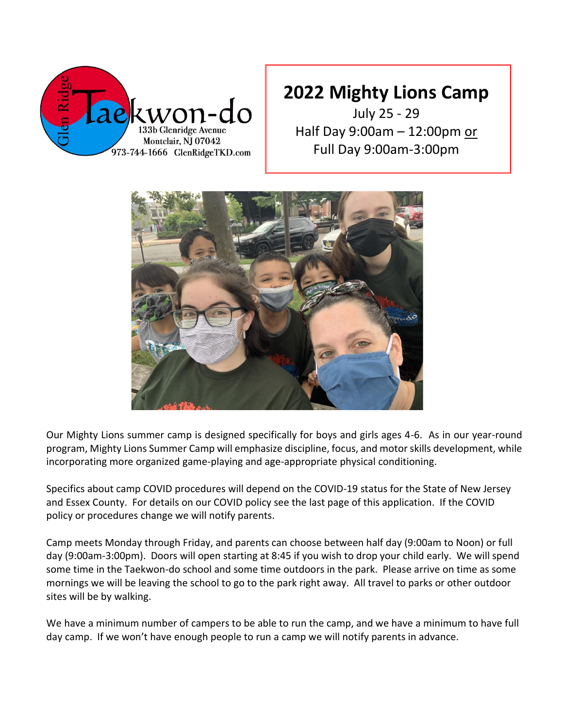Glen Ridge Taekwon-do
133b Glenridge Avenue
Montclair, NJ 07042
973-744-1666 GlenRidgeTKD.com

# 2022 Mighty Lions Camp

July 25 - 29

Half Day 9:00am – 12:00pm or

Full Day 9:00am-3:00pm

Our Mighty Lions summer camp is designed specifically for boys and girls ages 4-6. As in our year-round program, Mighty Lions Summer Camp will emphasize discipline, focus, and motor skills development, while incorporating more organized game-playing and age-appropriate physical conditioning.

Specifics about camp COVID procedures will depend on the COVID-19 status for the State of New Jersey and Essex County. For details on our COVID policy see the last page of this application. If the COVID policy or procedures change we will notify parents.

Camp meets Monday through Friday, and parents can choose between half day (9:00am to Noon) or full day (9:00am-3:00pm). Doors will open starting at 8:45 if you wish to drop your child early. We will spend some time in the Taekwon-do school and some time outdoors in the park. Please arrive on time as some mornings we will be leaving the school to go to the park right away. All travel to parks or other outdoor sites will be by walking.

We have a minimum number of campers to be able to run the camp, and we have a minimum to have full day camp. If we won't have enough people to run a camp we will notify parents in advance.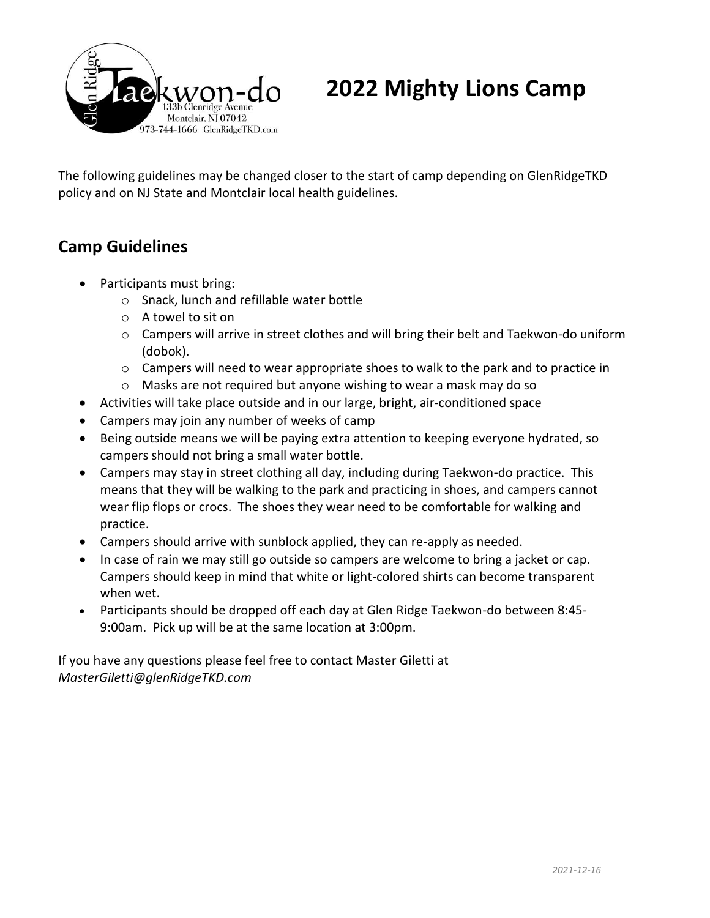# 2022 Mighty Lions Camp

The following guidelines may be changed closer to the start of camp depending on GlenRidgeTKD policy and on NJ State and Montclair local health guidelines.

## Camp Guidelines

- Participants must bring:
  - Snack, lunch and refillable water bottle
  - A towel to sit on
  - Campers will arrive in street clothes and will bring their belt and Taekwon-do uniform (dobok).
  - Campers will need to wear appropriate shoes to walk to the park and to practice in
  - Masks are not required but anyone wishing to wear a mask may do so
- Activities will take place outside and in our large, bright, air-conditioned space
- Campers may join any number of weeks of camp
- Being outside means we will be paying extra attention to keeping everyone hydrated, so campers should not bring a small water bottle.
- Campers may stay in street clothing all day, including during Taekwon-do practice. This means that they will be walking to the park and practicing in shoes, and campers cannot wear flip flops or crocs. The shoes they wear need to be comfortable for walking and practice.
- Campers should arrive with sunblock applied, they can re-apply as needed.
- In case of rain we may still go outside so campers are welcome to bring a jacket or cap. Campers should keep in mind that white or light-colored shirts can become transparent when wet.
- Participants should be dropped off each day at Glen Ridge Taekwon-do between 8:45-9:00am. Pick up will be at the same location at 3:00pm.

If you have any questions please feel free to contact Master Giletti at *MasterGiletti@glenRidgeTKD.com*

*2021-12-16*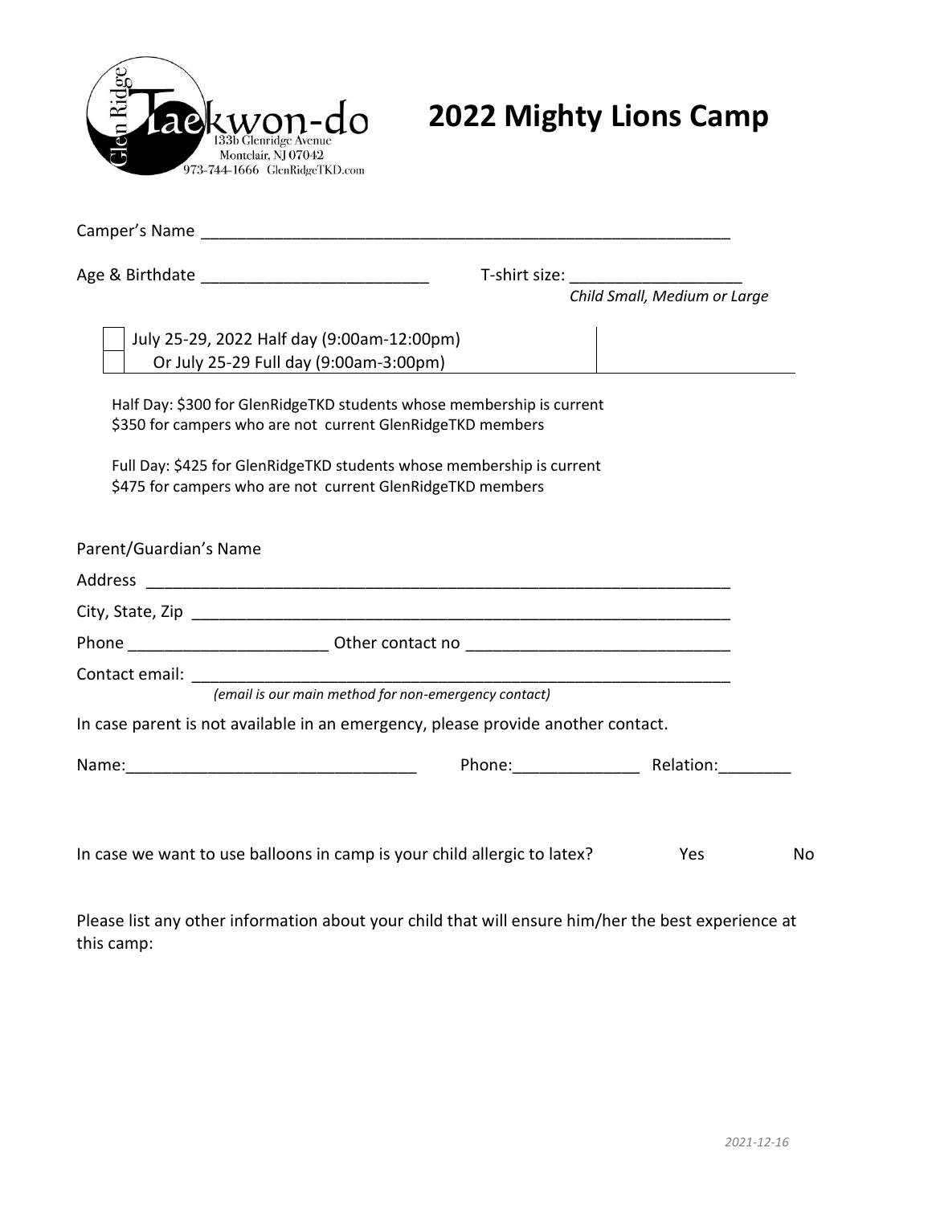Glen Ridge Taekwon-do
133b Glenridge Avenue
Montclair, NJ 07042
973-744-1666 GlenRidgeTKD.com

# 2022 Mighty Lions Camp

Camper's Name ___________________________________________________________

Age & Birthdate _________________________ T-shirt size: ___________________
*Child Small, Medium or Large*

- [ ] July 25-29, 2022 Half day (9:00am-12:00pm)
- [ ] Or July 25-29 Full day (9:00am-3:00pm)

Half Day: $300 for GlenRidgeTKD students whose membership is current
$350 for campers who are not current GlenRidgeTKD members

Full Day: $425 for GlenRidgeTKD students whose membership is current
$475 for campers who are not current GlenRidgeTKD members

Parent/Guardian's Name

Address _________________________________________________________________

City, State, Zip _________________________________________________________

Phone ______________________ Other contact no _____________________________

Contact email: ___________________________________________________________
*(email is our main method for non-emergency contact)*

In case parent is not available in an emergency, please provide another contact.

Name:________________________________ Phone:______________ Relation:________

In case we want to use balloons in camp is your child allergic to latex? Yes No

Please list any other information about your child that will ensure him/her the best experience at this camp:

*2021-12-16*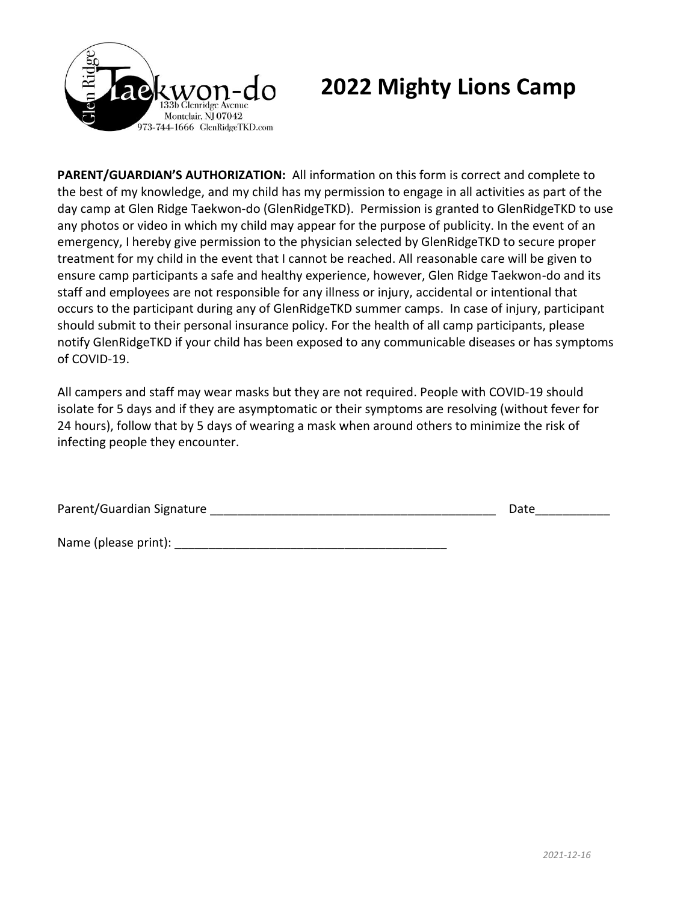# 2022 Mighty Lions Camp

**PARENT/GUARDIAN'S AUTHORIZATION:** All information on this form is correct and complete to the best of my knowledge, and my child has my permission to engage in all activities as part of the day camp at Glen Ridge Taekwon-do (GlenRidgeTKD). Permission is granted to GlenRidgeTKD to use any photos or video in which my child may appear for the purpose of publicity. In the event of an emergency, I hereby give permission to the physician selected by GlenRidgeTKD to secure proper treatment for my child in the event that I cannot be reached. All reasonable care will be given to ensure camp participants a safe and healthy experience, however, Glen Ridge Taekwon-do and its staff and employees are not responsible for any illness or injury, accidental or intentional that occurs to the participant during any of GlenRidgeTKD summer camps. In case of injury, participant should submit to their personal insurance policy. For the health of all camp participants, please notify GlenRidgeTKD if your child has been exposed to any communicable diseases or has symptoms of COVID-19.

All campers and staff may wear masks but they are not required. People with COVID-19 should isolate for 5 days and if they are asymptomatic or their symptoms are resolving (without fever for 24 hours), follow that by 5 days of wearing a mask when around others to minimize the risk of infecting people they encounter.

Parent/Guardian Signature ___________________________________________ Date___________

Name (please print): _________________________________________

*2021-12-16*